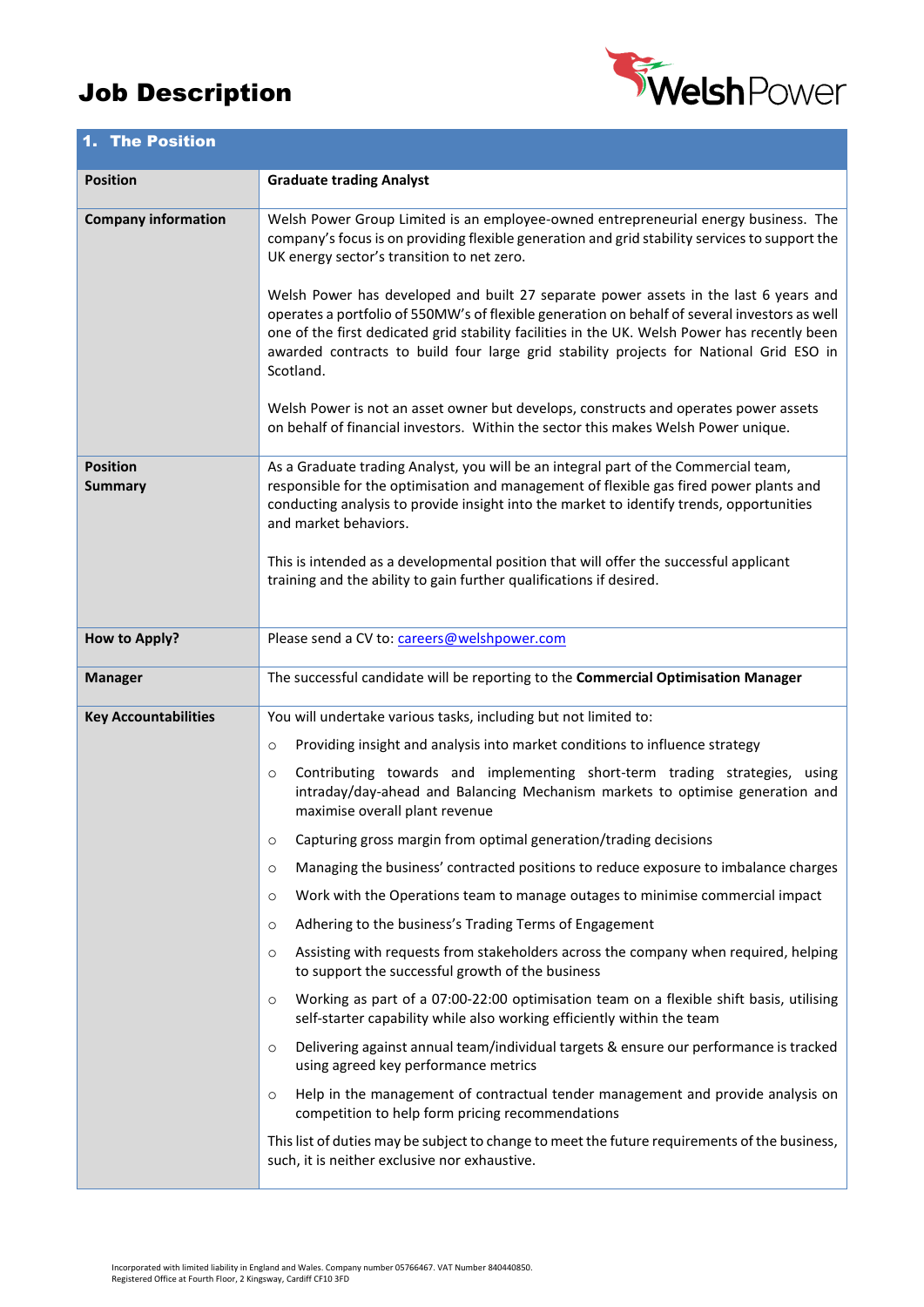# Job Description

## 1. The Position

| | |
|---|---|
| **Position** | **Graduate trading Analyst** |
| **Company information** | Welsh Power Group Limited is an employee-owned entrepreneurial energy business. The company's focus is on providing flexible generation and grid stability services to support the UK energy sector's transition to net zero.<br><br>Welsh Power has developed and built 27 separate power assets in the last 6 years and operates a portfolio of 550MW's of flexible generation on behalf of several investors as well one of the first dedicated grid stability facilities in the UK. Welsh Power has recently been awarded contracts to build four large grid stability projects for National Grid ESO in Scotland.<br><br>Welsh Power is not an asset owner but develops, constructs and operates power assets on behalf of financial investors. Within the sector this makes Welsh Power unique. |
| **Position Summary** | As a Graduate trading Analyst, you will be an integral part of the Commercial team, responsible for the optimisation and management of flexible gas fired power plants and conducting analysis to provide insight into the market to identify trends, opportunities and market behaviors.<br><br>This is intended as a developmental position that will offer the successful applicant training and the ability to gain further qualifications if desired. |
| **How to Apply?** | Please send a CV to: careers@welshpower.com |
| **Manager** | The successful candidate will be reporting to the **Commercial Optimisation Manager** |
| **Key Accountabilities** | You will undertake various tasks, including but not limited to:<br>○ Providing insight and analysis into market conditions to influence strategy<br>○ Contributing towards and implementing short-term trading strategies, using intraday/day-ahead and Balancing Mechanism markets to optimise generation and maximise overall plant revenue<br>○ Capturing gross margin from optimal generation/trading decisions<br>○ Managing the business' contracted positions to reduce exposure to imbalance charges<br>○ Work with the Operations team to manage outages to minimise commercial impact<br>○ Adhering to the business's Trading Terms of Engagement<br>○ Assisting with requests from stakeholders across the company when required, helping to support the successful growth of the business<br>○ Working as part of a 07:00-22:00 optimisation team on a flexible shift basis, utilising self-starter capability while also working efficiently within the team<br>○ Delivering against annual team/individual targets & ensure our performance is tracked using agreed key performance metrics<br>○ Help in the management of contractual tender management and provide analysis on competition to help form pricing recommendations<br><br>This list of duties may be subject to change to meet the future requirements of the business, such, it is neither exclusive nor exhaustive. |

Incorporated with limited liability in England and Wales. Company number 05766467. VAT Number 840440850.
Registered Office at Fourth Floor, 2 Kingsway, Cardiff CF10 3FD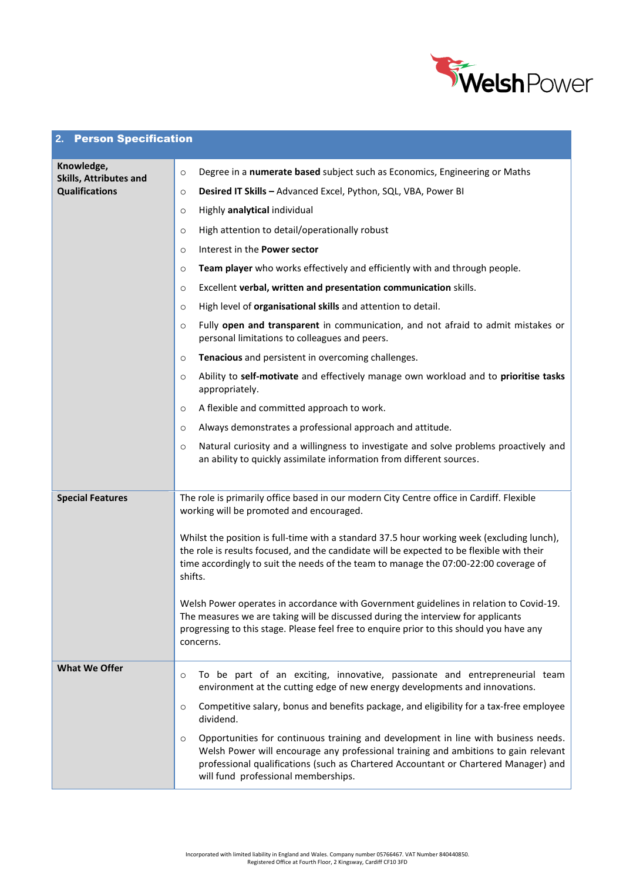## 2. Person Specification

**Knowledge, Skills, Attributes and Qualifications**

- Degree in a **numerate based** subject such as Economics, Engineering or Maths
- **Desired IT Skills –** Advanced Excel, Python, SQL, VBA, Power BI
- Highly **analytical** individual
- High attention to detail/operationally robust
- Interest in the **Power sector**
- **Team player** who works effectively and efficiently with and through people.
- Excellent **verbal, written and presentation communication** skills.
- High level of **organisational skills** and attention to detail.
- Fully **open and transparent** in communication, and not afraid to admit mistakes or personal limitations to colleagues and peers.
- **Tenacious** and persistent in overcoming challenges.
- Ability to **self-motivate** and effectively manage own workload and to **prioritise tasks** appropriately.
- A flexible and committed approach to work.
- Always demonstrates a professional approach and attitude.
- Natural curiosity and a willingness to investigate and solve problems proactively and an ability to quickly assimilate information from different sources.

**Special Features**

The role is primarily office based in our modern City Centre office in Cardiff. Flexible working will be promoted and encouraged.

Whilst the position is full-time with a standard 37.5 hour working week (excluding lunch), the role is results focused, and the candidate will be expected to be flexible with their time accordingly to suit the needs of the team to manage the 07:00-22:00 coverage of shifts.

Welsh Power operates in accordance with Government guidelines in relation to Covid-19. The measures we are taking will be discussed during the interview for applicants progressing to this stage. Please feel free to enquire prior to this should you have any concerns.

**What We Offer**

- To be part of an exciting, innovative, passionate and entrepreneurial team environment at the cutting edge of new energy developments and innovations.
- Competitive salary, bonus and benefits package, and eligibility for a tax-free employee dividend.
- Opportunities for continuous training and development in line with business needs. Welsh Power will encourage any professional training and ambitions to gain relevant professional qualifications (such as Chartered Accountant or Chartered Manager) and will fund professional memberships.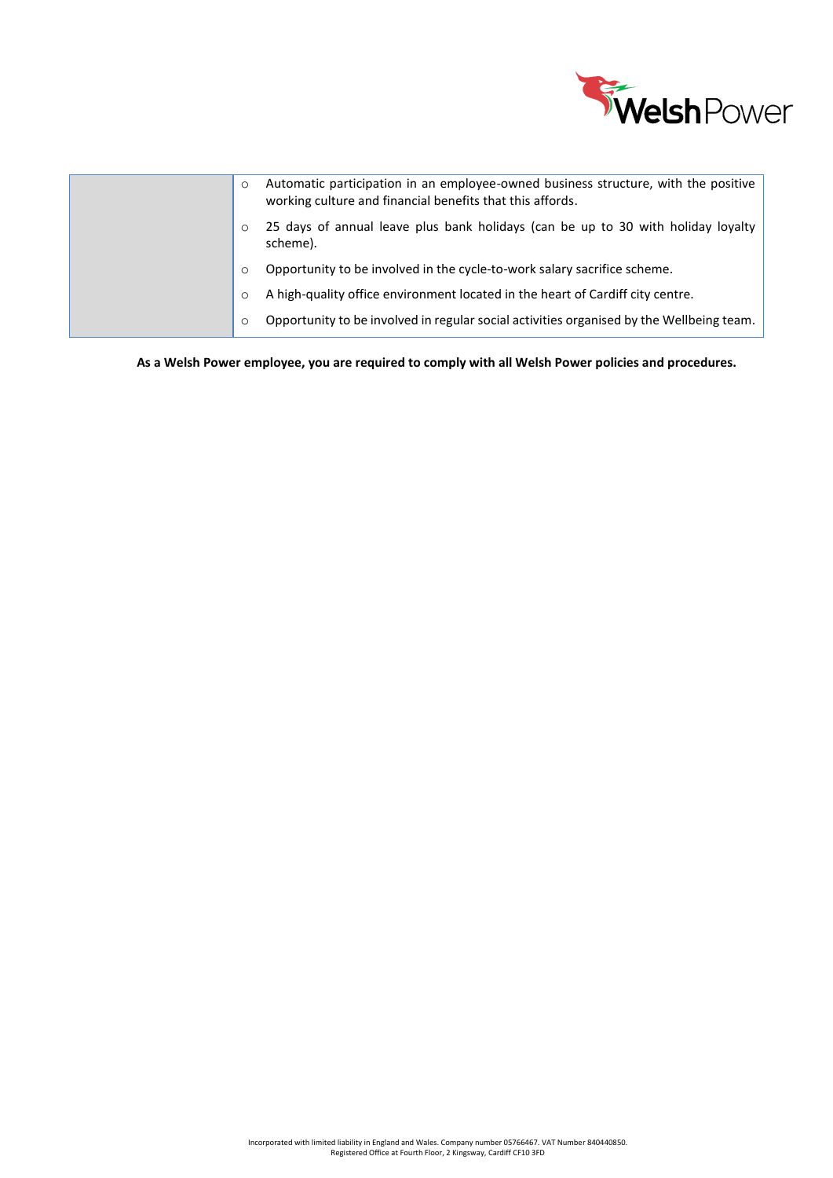| | |
|---|---|
| | ○ Automatic participation in an employee-owned business structure, with the positive working culture and financial benefits that this affords.<br>○ 25 days of annual leave plus bank holidays (can be up to 30 with holiday loyalty scheme).<br>○ Opportunity to be involved in the cycle-to-work salary sacrifice scheme.<br>○ A high-quality office environment located in the heart of Cardiff city centre.<br>○ Opportunity to be involved in regular social activities organised by the Wellbeing team. |

**As a Welsh Power employee, you are required to comply with all Welsh Power policies and procedures.**